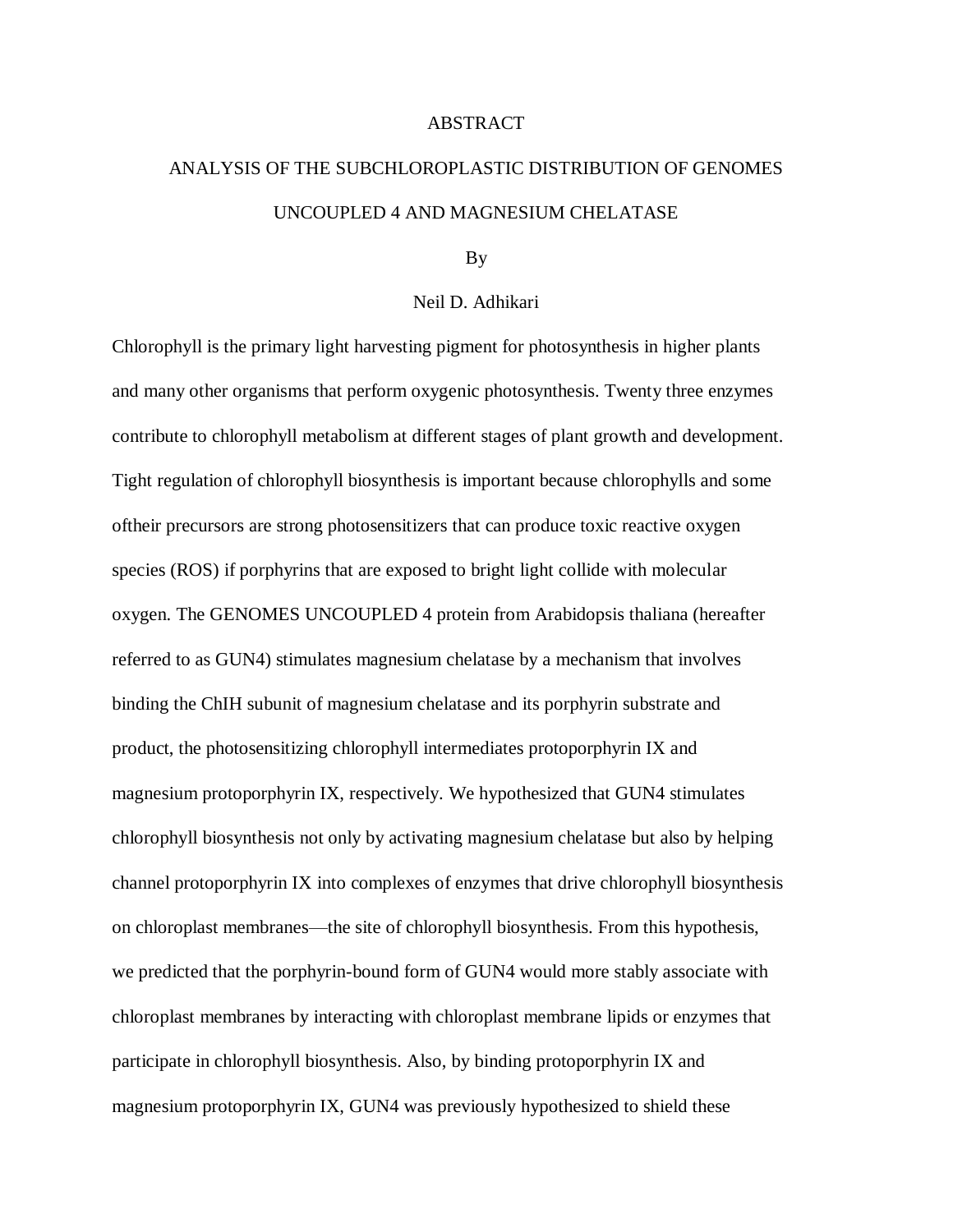# ABSTRACT

## ANALYSIS OF THE SUBCHLOROPLASTIC DISTRIBUTION OF GENOMES UNCOUPLED 4 AND MAGNESIUM CHELATASE

By

Neil D. Adhikari

Chlorophyll is the primary light harvesting pigment for photosynthesis in higher plants and many other organisms that perform oxygenic photosynthesis. Twenty three enzymes contribute to chlorophyll metabolism at different stages of plant growth and development. Tight regulation of chlorophyll biosynthesis is important because chlorophylls and some oftheir precursors are strong photosensitizers that can produce toxic reactive oxygen species (ROS) if porphyrins that are exposed to bright light collide with molecular oxygen. The GENOMES UNCOUPLED 4 protein from Arabidopsis thaliana (hereafter referred to as GUN4) stimulates magnesium chelatase by a mechanism that involves binding the ChlH subunit of magnesium chelatase and its porphyrin substrate and product, the photosensitizing chlorophyll intermediates protoporphyrin IX and magnesium protoporphyrin IX, respectively. We hypothesized that GUN4 stimulates chlorophyll biosynthesis not only by activating magnesium chelatase but also by helping channel protoporphyrin IX into complexes of enzymes that drive chlorophyll biosynthesis on chloroplast membranes—the site of chlorophyll biosynthesis. From this hypothesis, we predicted that the porphyrin-bound form of GUN4 would more stably associate with chloroplast membranes by interacting with chloroplast membrane lipids or enzymes that participate in chlorophyll biosynthesis. Also, by binding protoporphyrin IX and magnesium protoporphyrin IX, GUN4 was previously hypothesized to shield these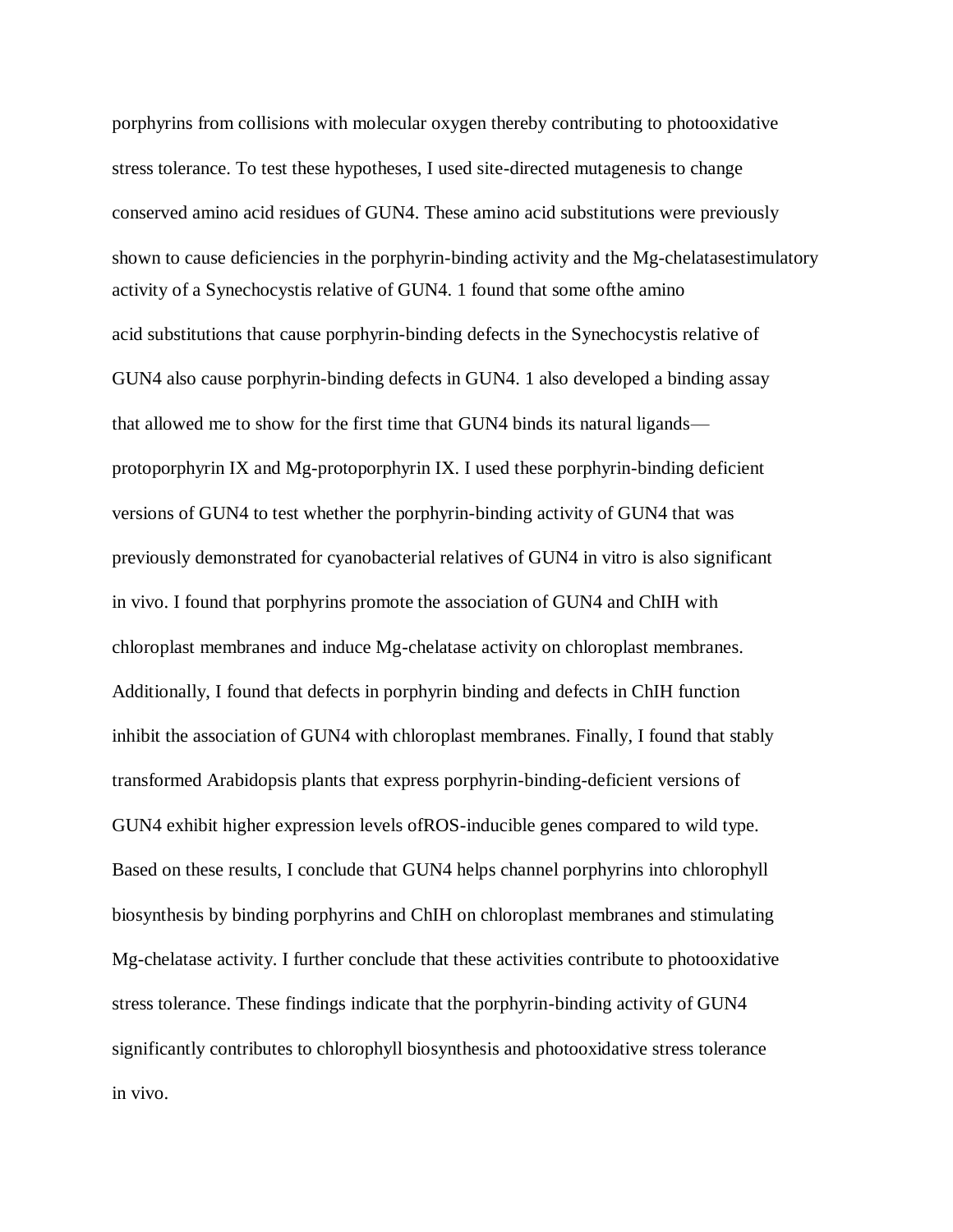porphyrins from collisions with molecular oxygen thereby contributing to photooxidative stress tolerance. To test these hypotheses, I used site-directed mutagenesis to change conserved amino acid residues of GUN4. These amino acid substitutions were previously shown to cause deficiencies in the porphyrin-binding activity and the Mg-chelatasestimulatory activity of a Synechocystis relative of GUN4. 1 found that some ofthe amino acid substitutions that cause porphyrin-binding defects in the Synechocystis relative of GUN4 also cause porphyrin-binding defects in GUN4. 1 also developed a binding assay that allowed me to show for the first time that GUN4 binds its natural ligands—protoporphyrin IX and Mg-protoporphyrin IX. I used these porphyrin-binding deficient versions of GUN4 to test whether the porphyrin-binding activity of GUN4 that was previously demonstrated for cyanobacterial relatives of GUN4 in vitro is also significant in vivo. I found that porphyrins promote the association of GUN4 and ChIH with chloroplast membranes and induce Mg-chelatase activity on chloroplast membranes. Additionally, I found that defects in porphyrin binding and defects in ChIH function inhibit the association of GUN4 with chloroplast membranes. Finally, I found that stably transformed Arabidopsis plants that express porphyrin-binding-deficient versions of GUN4 exhibit higher expression levels ofROS-inducible genes compared to wild type. Based on these results, I conclude that GUN4 helps channel porphyrins into chlorophyll biosynthesis by binding porphyrins and ChIH on chloroplast membranes and stimulating Mg-chelatase activity. I further conclude that these activities contribute to photooxidative stress tolerance. These findings indicate that the porphyrin-binding activity of GUN4 significantly contributes to chlorophyll biosynthesis and photooxidative stress tolerance in vivo.